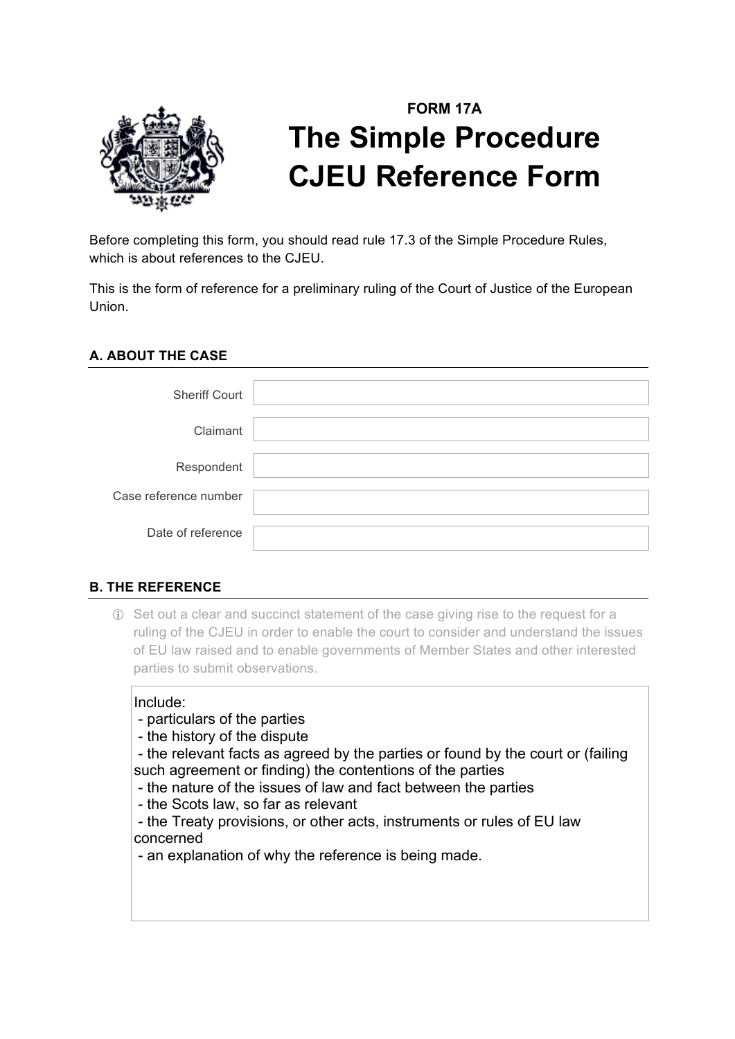**FORM 17A**

# The Simple Procedure CJEU Reference Form

Before completing this form, you should read rule 17.3 of the Simple Procedure Rules, which is about references to the CJEU.

This is the form of reference for a preliminary ruling of the Court of Justice of the European Union.

## A. ABOUT THE CASE

| | |
|---|---|
| Sheriff Court | |
| Claimant | |
| Respondent | |
| Case reference number | |
| Date of reference | |

## B. THE REFERENCE

ⓘ Set out a clear and succinct statement of the case giving rise to the request for a ruling of the CJEU in order to enable the court to consider and understand the issues of EU law raised and to enable governments of Member States and other interested parties to submit observations.

Include:
- particulars of the parties
- the history of the dispute
- the relevant facts as agreed by the parties or found by the court or (failing such agreement or finding) the contentions of the parties
- the nature of the issues of law and fact between the parties
- the Scots law, so far as relevant
- the Treaty provisions, or other acts, instruments or rules of EU law concerned
- an explanation of why the reference is being made.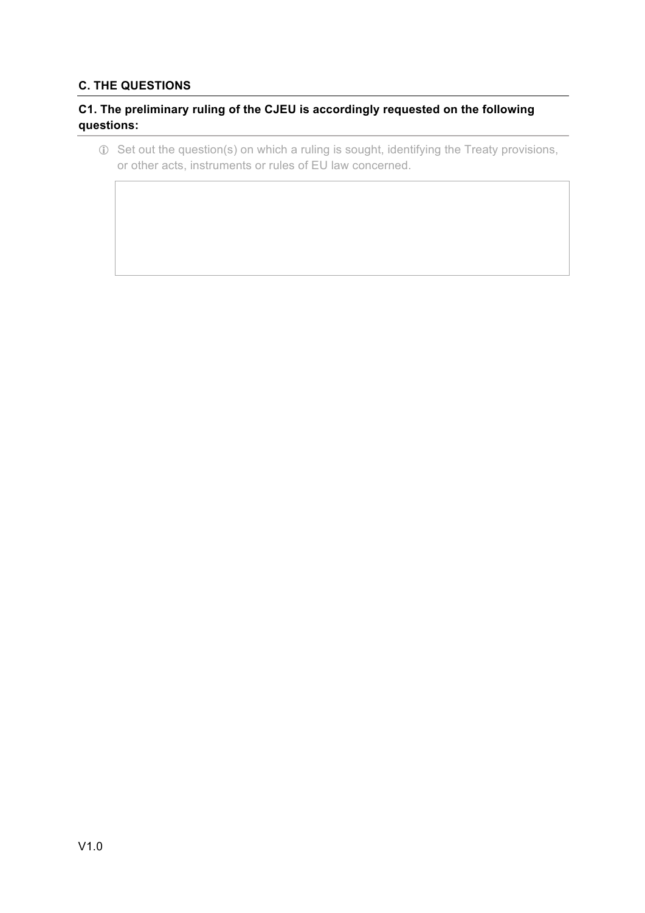### C. THE QUESTIONS

#### C1. The preliminary ruling of the CJEU is accordingly requested on the following questions:

ⓘ Set out the question(s) on which a ruling is sought, identifying the Treaty provisions, or other acts, instruments or rules of EU law concerned.

V1.0